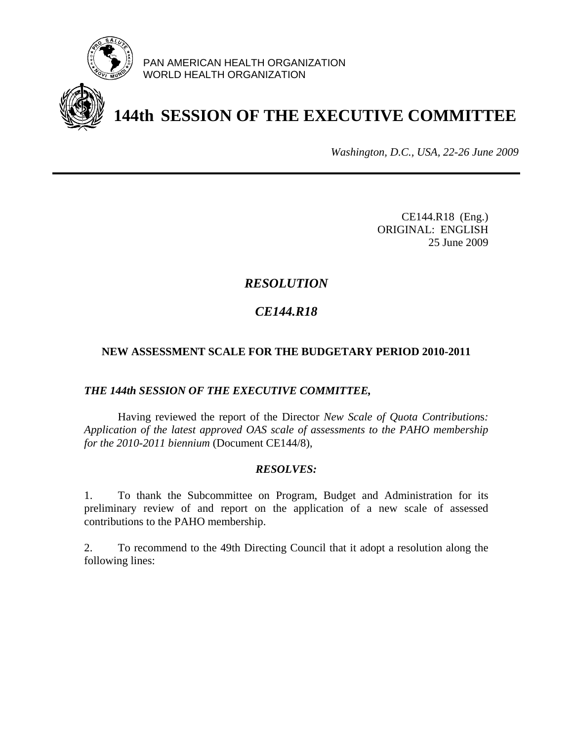PAN AMERICAN HEALTH ORGANIZATION
WORLD HEALTH ORGANIZATION

# 144th SESSION OF THE EXECUTIVE COMMITTEE

*Washington, D.C., USA, 22-26 June 2009*

CE144.R18 (Eng.)
ORIGINAL: ENGLISH
25 June 2009

## *RESOLUTION*

## *CE144.R18*

### NEW ASSESSMENT SCALE FOR THE BUDGETARY PERIOD 2010-2011

***THE 144th SESSION OF THE EXECUTIVE COMMITTEE,***

Having reviewed the report of the Director *New Scale of Quota Contributions: Application of the latest approved OAS scale of assessments to the PAHO membership for the 2010-2011 biennium* (Document CE144/8),

***RESOLVES:***

1. To thank the Subcommittee on Program, Budget and Administration for its preliminary review of and report on the application of a new scale of assessed contributions to the PAHO membership.

2. To recommend to the 49th Directing Council that it adopt a resolution along the following lines: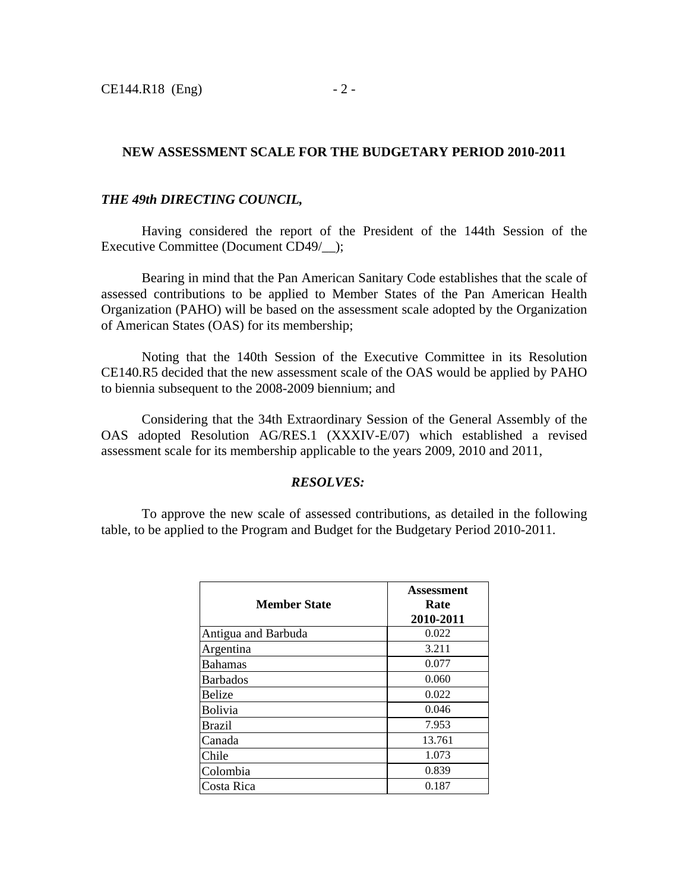## NEW ASSESSMENT SCALE FOR THE BUDGETARY PERIOD 2010-2011

***THE 49th DIRECTING COUNCIL,***

Having considered the report of the President of the 144th Session of the Executive Committee (Document CD49/__);

Bearing in mind that the Pan American Sanitary Code establishes that the scale of assessed contributions to be applied to Member States of the Pan American Health Organization (PAHO) will be based on the assessment scale adopted by the Organization of American States (OAS) for its membership;

Noting that the 140th Session of the Executive Committee in its Resolution CE140.R5 decided that the new assessment scale of the OAS would be applied by PAHO to biennia subsequent to the 2008-2009 biennium; and

Considering that the 34th Extraordinary Session of the General Assembly of the OAS adopted Resolution AG/RES.1 (XXXIV-E/07) which established a revised assessment scale for its membership applicable to the years 2009, 2010 and 2011,

***RESOLVES:***

To approve the new scale of assessed contributions, as detailed in the following table, to be applied to the Program and Budget for the Budgetary Period 2010-2011.

| Member State | Assessment Rate 2010-2011 |
|---|---|
| Antigua and Barbuda | 0.022 |
| Argentina | 3.211 |
| Bahamas | 0.077 |
| Barbados | 0.060 |
| Belize | 0.022 |
| Bolivia | 0.046 |
| Brazil | 7.953 |
| Canada | 13.761 |
| Chile | 1.073 |
| Colombia | 0.839 |
| Costa Rica | 0.187 |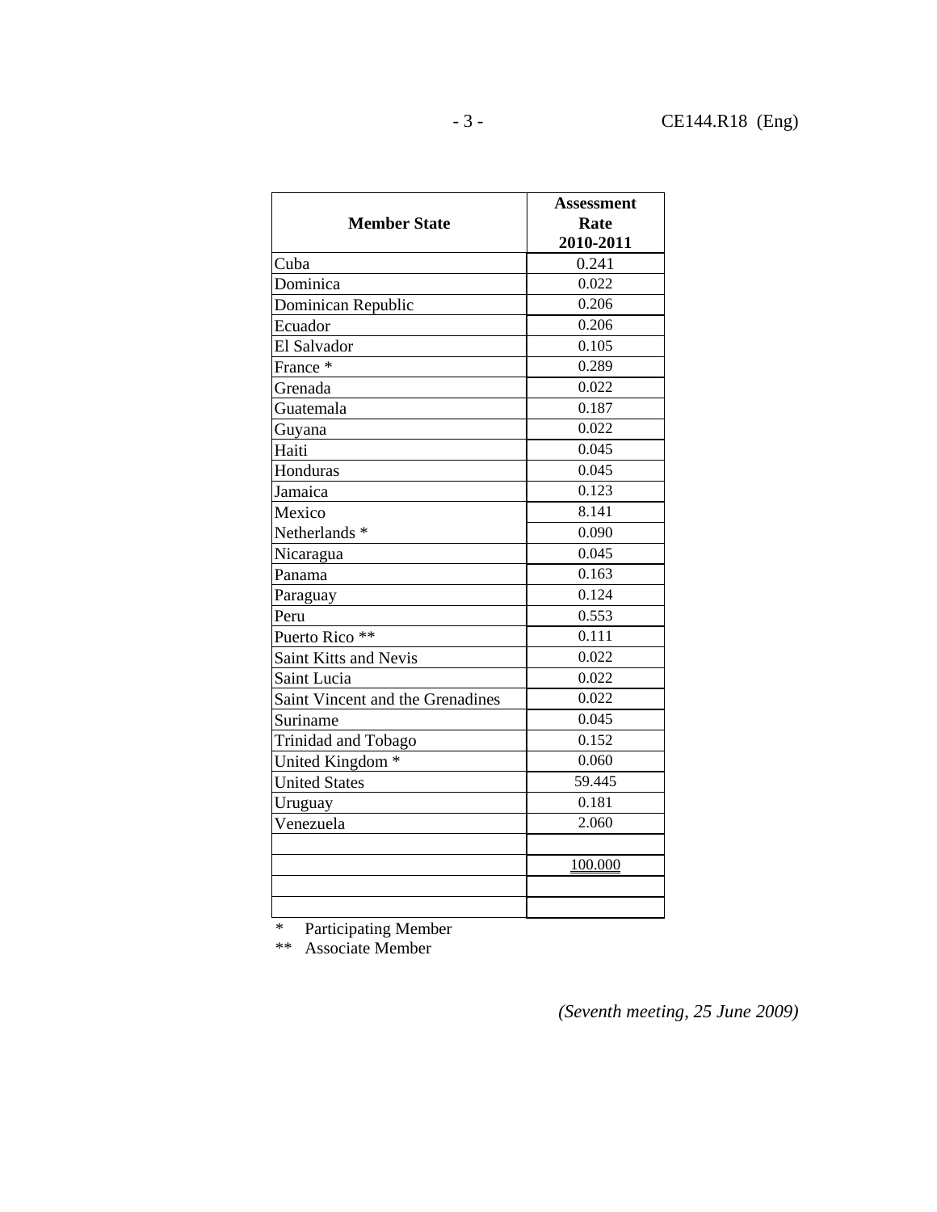| Member State | Assessment Rate 2010-2011 |
|---|---|
| Cuba | 0.241 |
| Dominica | 0.022 |
| Dominican Republic | 0.206 |
| Ecuador | 0.206 |
| El Salvador | 0.105 |
| France * | 0.289 |
| Grenada | 0.022 |
| Guatemala | 0.187 |
| Guyana | 0.022 |
| Haiti | 0.045 |
| Honduras | 0.045 |
| Jamaica | 0.123 |
| Mexico | 8.141 |
| Netherlands * | 0.090 |
| Nicaragua | 0.045 |
| Panama | 0.163 |
| Paraguay | 0.124 |
| Peru | 0.553 |
| Puerto Rico ** | 0.111 |
| Saint Kitts and Nevis | 0.022 |
| Saint Lucia | 0.022 |
| Saint Vincent and the Grenadines | 0.022 |
| Suriname | 0.045 |
| Trinidad and Tobago | 0.152 |
| United Kingdom * | 0.060 |
| United States | 59.445 |
| Uruguay | 0.181 |
| Venezuela | 2.060 |
| | |
| | 100.000 |
| | |
| | |

\* Participating Member

\*\* Associate Member

*(Seventh meeting, 25 June 2009)*